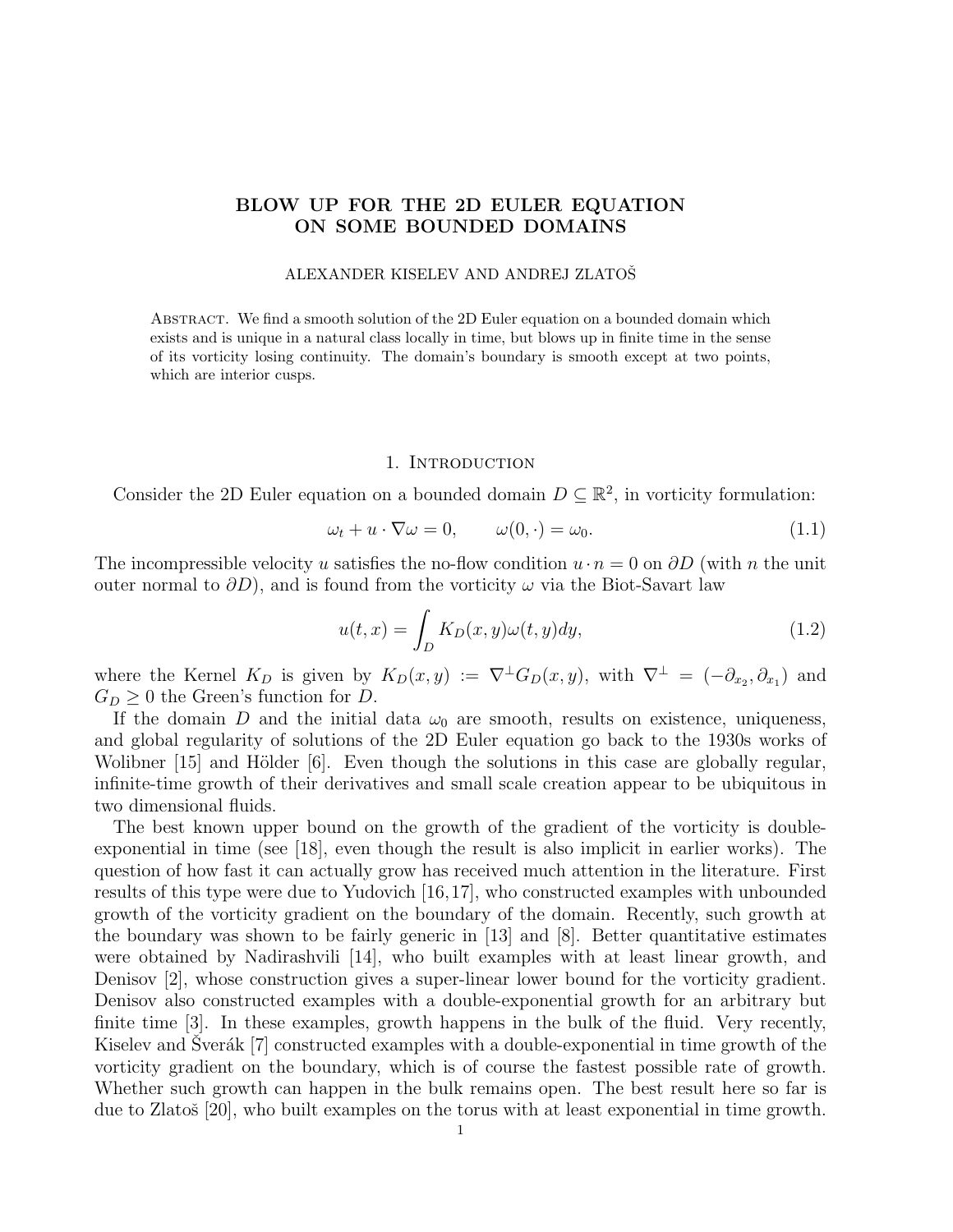# BLOW UP FOR THE 2D EULER EQUATION ON SOME BOUNDED DOMAINS

ALEXANDER KISELEV AND ANDREJ ZLATOŠ

Abstract. We find a smooth solution of the 2D Euler equation on a bounded domain which exists and is unique in a natural class locally in time, but blows up in finite time in the sense of its vorticity losing continuity. The domain's boundary is smooth except at two points, which are interior cusps.

## 1. Introduction

Consider the 2D Euler equation on a bounded domain $D \subseteq \mathbb{R}^2$, in vorticity formulation:

$$\omega_t + u \cdot \nabla \omega = 0, \qquad \omega(0, \cdot) = \omega_0. \tag{1.1}$$

The incompressible velocity $u$ satisfies the no-flow condition $u \cdot n = 0$ on $\partial D$ (with $n$ the unit outer normal to $\partial D$), and is found from the vorticity $\omega$ via the Biot-Savart law

$$u(t,x) = \int_D K_D(x,y)\omega(t,y)dy, \tag{1.2}$$

where the Kernel $K_D$ is given by $K_D(x,y) := \nabla^\perp G_D(x,y)$, with $\nabla^\perp = (-\partial_{x_2}, \partial_{x_1})$ and $G_D \geq 0$ the Green's function for $D$.

If the domain $D$ and the initial data $\omega_0$ are smooth, results on existence, uniqueness, and global regularity of solutions of the 2D Euler equation go back to the 1930s works of Wolibner [15] and Hölder [6]. Even though the solutions in this case are globally regular, infinite-time growth of their derivatives and small scale creation appear to be ubiquitous in two dimensional fluids.

The best known upper bound on the growth of the gradient of the vorticity is double-exponential in time (see [18], even though the result is also implicit in earlier works). The question of how fast it can actually grow has received much attention in the literature. First results of this type were due to Yudovich [16,17], who constructed examples with unbounded growth of the vorticity gradient on the boundary of the domain. Recently, such growth at the boundary was shown to be fairly generic in [13] and [8]. Better quantitative estimates were obtained by Nadirashvili [14], who built examples with at least linear growth, and Denisov [2], whose construction gives a super-linear lower bound for the vorticity gradient. Denisov also constructed examples with a double-exponential growth for an arbitrary but finite time [3]. In these examples, growth happens in the bulk of the fluid. Very recently, Kiselev and Šverák [7] constructed examples with a double-exponential in time growth of the vorticity gradient on the boundary, which is of course the fastest possible rate of growth. Whether such growth can happen in the bulk remains open. The best result here so far is due to Zlatoš [20], who built examples on the torus with at least exponential in time growth.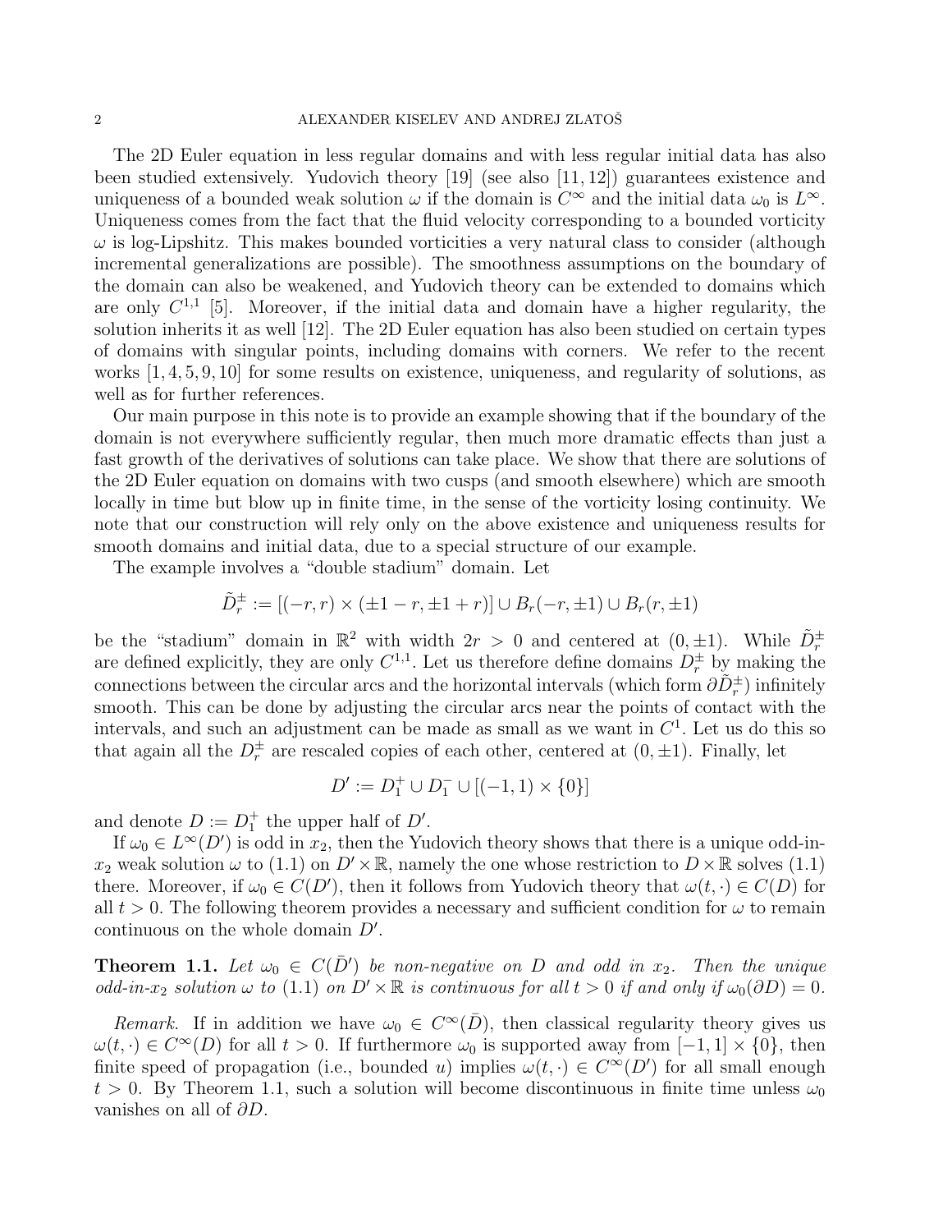The 2D Euler equation in less regular domains and with less regular initial data has also been studied extensively. Yudovich theory [19] (see also [11, 12]) guarantees existence and uniqueness of a bounded weak solution $\omega$ if the domain is $C^\infty$ and the initial data $\omega_0$ is $L^\infty$. Uniqueness comes from the fact that the fluid velocity corresponding to a bounded vorticity $\omega$ is log-Lipshitz. This makes bounded vorticities a very natural class to consider (although incremental generalizations are possible). The smoothness assumptions on the boundary of the domain can also be weakened, and Yudovich theory can be extended to domains which are only $C^{1,1}$ [5]. Moreover, if the initial data and domain have a higher regularity, the solution inherits it as well [12]. The 2D Euler equation has also been studied on certain types of domains with singular points, including domains with corners. We refer to the recent works [1, 4, 5, 9, 10] for some results on existence, uniqueness, and regularity of solutions, as well as for further references.

Our main purpose in this note is to provide an example showing that if the boundary of the domain is not everywhere sufficiently regular, then much more dramatic effects than just a fast growth of the derivatives of solutions can take place. We show that there are solutions of the 2D Euler equation on domains with two cusps (and smooth elsewhere) which are smooth locally in time but blow up in finite time, in the sense of the vorticity losing continuity. We note that our construction will rely only on the above existence and uniqueness results for smooth domains and initial data, due to a special structure of our example.

The example involves a "double stadium" domain. Let

$$\tilde{D}_r^\pm := [(-r, r) \times (\pm 1 - r, \pm 1 + r)] \cup B_r(-r, \pm 1) \cup B_r(r, \pm 1)$$

be the "stadium" domain in $\mathbb{R}^2$ with width $2r > 0$ and centered at $(0, \pm 1)$. While $\tilde{D}_r^\pm$ are defined explicitly, they are only $C^{1,1}$. Let us therefore define domains $D_r^\pm$ by making the connections between the circular arcs and the horizontal intervals (which form $\partial \tilde{D}_r^\pm$) infinitely smooth. This can be done by adjusting the circular arcs near the points of contact with the intervals, and such an adjustment can be made as small as we want in $C^1$. Let us do this so that again all the $D_r^\pm$ are rescaled copies of each other, centered at $(0, \pm 1)$. Finally, let

$$D' := D_1^+ \cup D_1^- \cup [(-1, 1) \times \{0\}]$$

and denote $D := D_1^+$ the upper half of $D'$.

If $\omega_0 \in L^\infty(D')$ is odd in $x_2$, then the Yudovich theory shows that there is a unique odd-in-$x_2$ weak solution $\omega$ to (1.1) on $D' \times \mathbb{R}$, namely the one whose restriction to $D \times \mathbb{R}$ solves (1.1) there. Moreover, if $\omega_0 \in C(D')$, then it follows from Yudovich theory that $\omega(t, \cdot) \in C(D)$ for all $t > 0$. The following theorem provides a necessary and sufficient condition for $\omega$ to remain continuous on the whole domain $D'$.

**Theorem 1.1.** *Let $\omega_0 \in C(\bar{D}')$ be non-negative on $D$ and odd in $x_2$. Then the unique odd-in-$x_2$ solution $\omega$ to* (1.1) *on $D' \times \mathbb{R}$ is continuous for all $t > 0$ if and only if $\omega_0(\partial D) = 0$.*

*Remark.* If in addition we have $\omega_0 \in C^\infty(\bar{D})$, then classical regularity theory gives us $\omega(t, \cdot) \in C^\infty(D)$ for all $t > 0$. If furthermore $\omega_0$ is supported away from $[-1, 1] \times \{0\}$, then finite speed of propagation (i.e., bounded $u$) implies $\omega(t, \cdot) \in C^\infty(D')$ for all small enough $t > 0$. By Theorem 1.1, such a solution will become discontinuous in finite time unless $\omega_0$ vanishes on all of $\partial D$.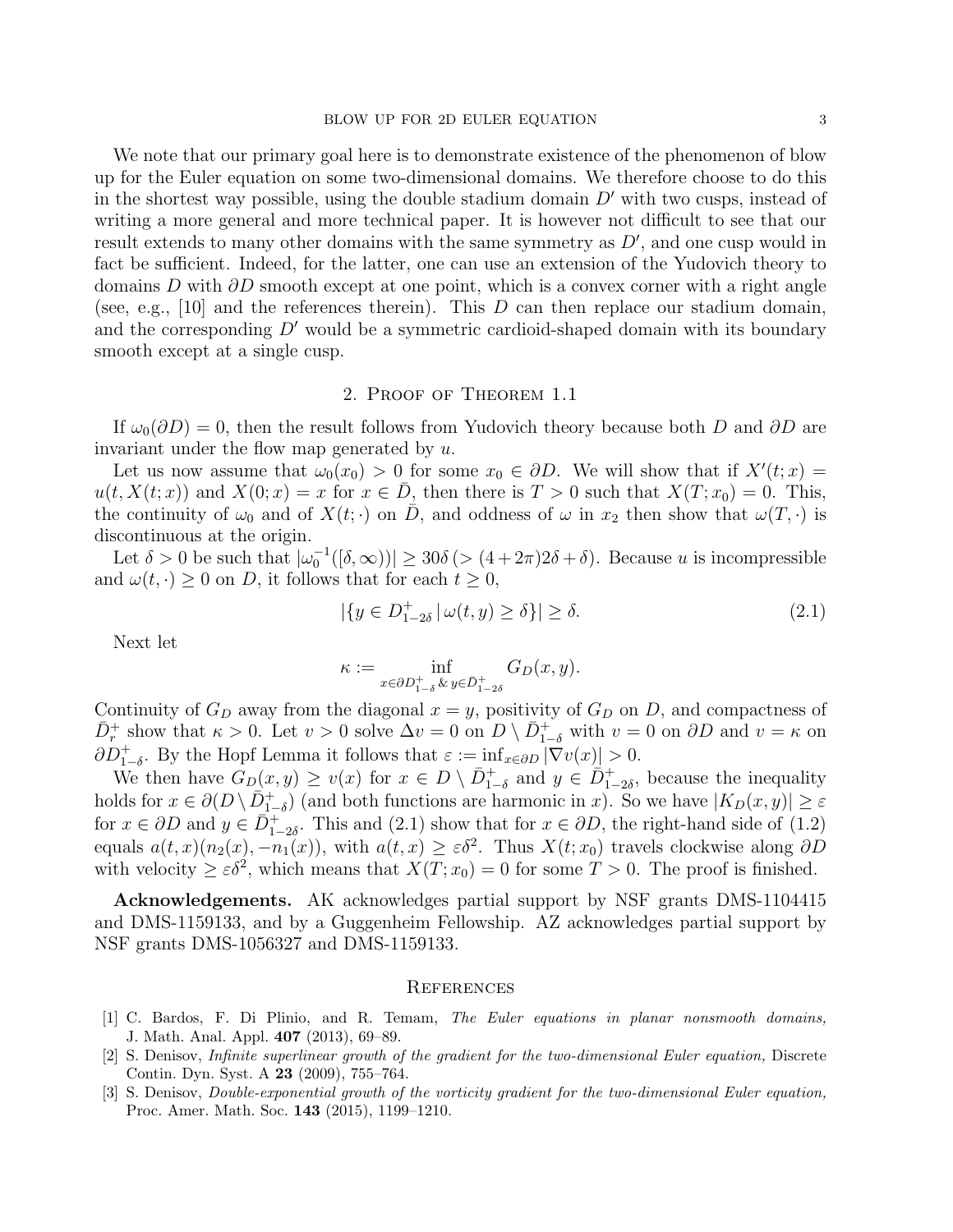We note that our primary goal here is to demonstrate existence of the phenomenon of blow up for the Euler equation on some two-dimensional domains. We therefore choose to do this in the shortest way possible, using the double stadium domain $D'$ with two cusps, instead of writing a more general and more technical paper. It is however not difficult to see that our result extends to many other domains with the same symmetry as $D'$, and one cusp would in fact be sufficient. Indeed, for the latter, one can use an extension of the Yudovich theory to domains $D$ with $\partial D$ smooth except at one point, which is a convex corner with a right angle (see, e.g., [10] and the references therein). This $D$ can then replace our stadium domain, and the corresponding $D'$ would be a symmetric cardioid-shaped domain with its boundary smooth except at a single cusp.

## 2. Proof of Theorem 1.1

If $\omega_0(\partial D) = 0$, then the result follows from Yudovich theory because both $D$ and $\partial D$ are invariant under the flow map generated by $u$.

Let us now assume that $\omega_0(x_0) > 0$ for some $x_0 \in \partial D$. We will show that if $X'(t;x) = u(t, X(t;x))$ and $X(0;x) = x$ for $x \in \bar{D}$, then there is $T > 0$ such that $X(T;x_0) = 0$. This, the continuity of $\omega_0$ and of $X(t;\cdot)$ on $\bar{D}$, and oddness of $\omega$ in $x_2$ then show that $\omega(T,\cdot)$ is discontinuous at the origin.

Let $\delta > 0$ be such that $|\omega_0^{-1}([\delta,\infty))| \geq 30\delta$ $(> (4+2\pi)2\delta + \delta)$. Because $u$ is incompressible and $\omega(t,\cdot) \geq 0$ on $D$, it follows that for each $t \geq 0$,

$$|\{y \in D^+_{1-2\delta} \,|\, \omega(t,y) \geq \delta\}| \geq \delta. \tag{2.1}$$

Next let

$$\kappa := \inf_{x \in \partial D^+_{1-\delta} \,\&\, y \in \bar{D}^+_{1-2\delta}} G_D(x,y).$$

Continuity of $G_D$ away from the diagonal $x = y$, positivity of $G_D$ on $D$, and compactness of $\bar{D}^+_r$ show that $\kappa > 0$. Let $v > 0$ solve $\Delta v = 0$ on $D \setminus \bar{D}^+_{1-\delta}$ with $v = 0$ on $\partial D$ and $v = \kappa$ on $\partial D^+_{1-\delta}$. By the Hopf Lemma it follows that $\varepsilon := \inf_{x \in \partial D} |\nabla v(x)| > 0$.

We then have $G_D(x,y) \geq v(x)$ for $x \in D \setminus \bar{D}^+_{1-\delta}$ and $y \in \bar{D}^+_{1-2\delta}$, because the inequality holds for $x \in \partial(D \setminus \bar{D}^+_{1-\delta})$ (and both functions are harmonic in $x$). So we have $|K_D(x,y)| \geq \varepsilon$ for $x \in \partial D$ and $y \in \bar{D}^+_{1-2\delta}$. This and (2.1) show that for $x \in \partial D$, the right-hand side of (1.2) equals $a(t,x)(n_2(x), -n_1(x))$, with $a(t,x) \geq \varepsilon\delta^2$. Thus $X(t;x_0)$ travels clockwise along $\partial D$ with velocity $\geq \varepsilon\delta^2$, which means that $X(T;x_0) = 0$ for some $T > 0$. The proof is finished.

**Acknowledgements.** AK acknowledges partial support by NSF grants DMS-1104415 and DMS-1159133, and by a Guggenheim Fellowship. AZ acknowledges partial support by NSF grants DMS-1056327 and DMS-1159133.

## References

[1] C. Bardos, F. Di Plinio, and R. Temam, *The Euler equations in planar nonsmooth domains,* J. Math. Anal. Appl. **407** (2013), 69–89.

[2] S. Denisov, *Infinite superlinear growth of the gradient for the two-dimensional Euler equation,* Discrete Contin. Dyn. Syst. A **23** (2009), 755–764.

[3] S. Denisov, *Double-exponential growth of the vorticity gradient for the two-dimensional Euler equation,* Proc. Amer. Math. Soc. **143** (2015), 1199–1210.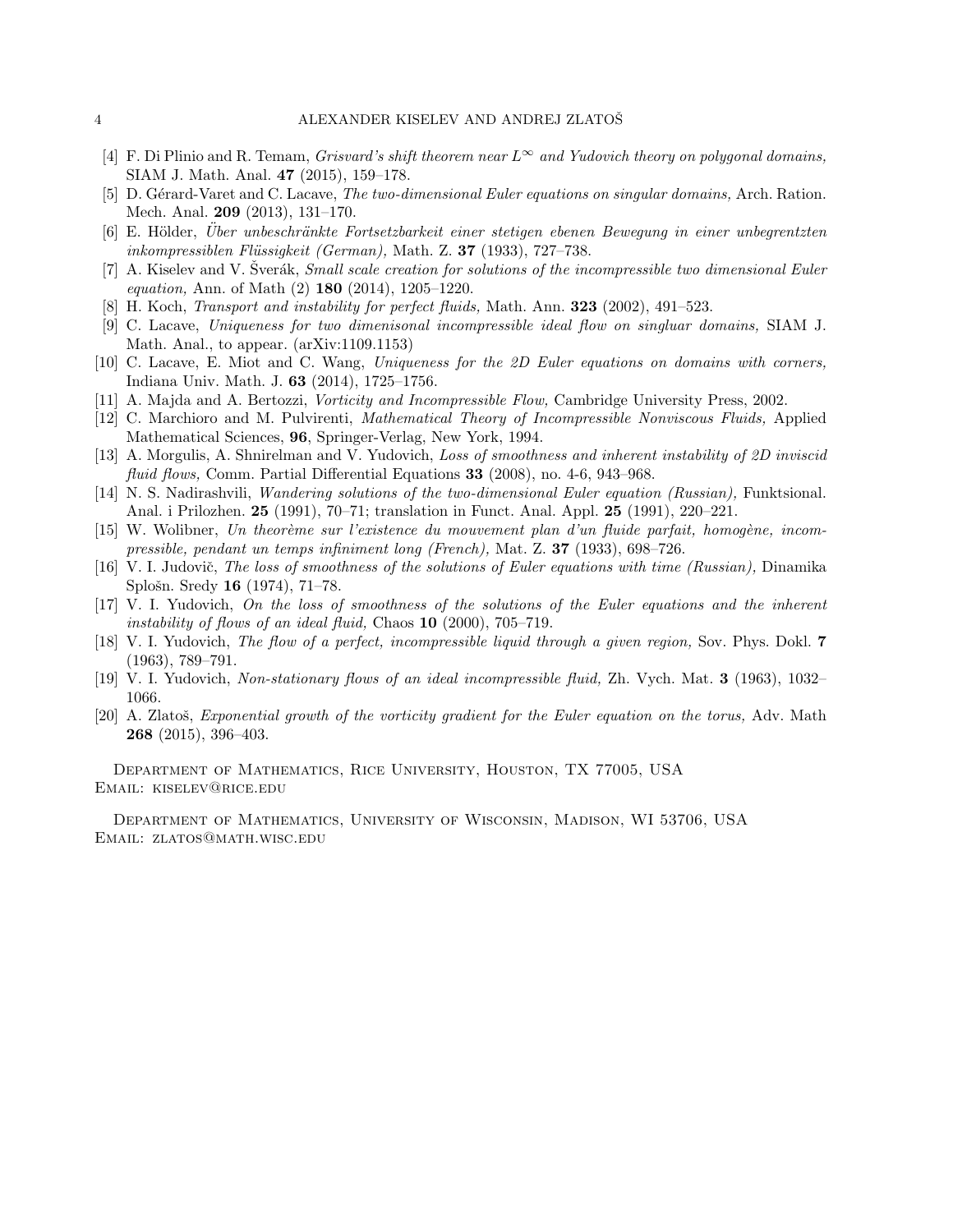[4] F. Di Plinio and R. Temam, *Grisvard's shift theorem near $L^\infty$ and Yudovich theory on polygonal domains,* SIAM J. Math. Anal. **47** (2015), 159–178.

[5] D. Gérard-Varet and C. Lacave, *The two-dimensional Euler equations on singular domains,* Arch. Ration. Mech. Anal. **209** (2013), 131–170.

[6] E. Hölder, *Über unbeschränkte Fortsetzbarkeit einer stetigen ebenen Bewegung in einer unbegrentzten inkompressiblen Flüssigkeit (German),* Math. Z. **37** (1933), 727–738.

[7] A. Kiselev and V. Šverák, *Small scale creation for solutions of the incompressible two dimensional Euler equation,* Ann. of Math (2) **180** (2014), 1205–1220.

[8] H. Koch, *Transport and instability for perfect fluids,* Math. Ann. **323** (2002), 491–523.

[9] C. Lacave, *Uniqueness for two dimenisonal incompressible ideal flow on singluar domains,* SIAM J. Math. Anal., to appear. (arXiv:1109.1153)

[10] C. Lacave, E. Miot and C. Wang, *Uniqueness for the 2D Euler equations on domains with corners,* Indiana Univ. Math. J. **63** (2014), 1725–1756.

[11] A. Majda and A. Bertozzi, *Vorticity and Incompressible Flow,* Cambridge University Press, 2002.

[12] C. Marchioro and M. Pulvirenti, *Mathematical Theory of Incompressible Nonviscous Fluids,* Applied Mathematical Sciences, **96**, Springer-Verlag, New York, 1994.

[13] A. Morgulis, A. Shnirelman and V. Yudovich, *Loss of smoothness and inherent instability of 2D inviscid fluid flows,* Comm. Partial Differential Equations **33** (2008), no. 4-6, 943–968.

[14] N. S. Nadirashvili, *Wandering solutions of the two-dimensional Euler equation (Russian),* Funktsional. Anal. i Prilozhen. **25** (1991), 70–71; translation in Funct. Anal. Appl. **25** (1991), 220–221.

[15] W. Wolibner, *Un theorème sur l'existence du mouvement plan d'un fluide parfait, homogène, incompressible, pendant un temps infiniment long (French),* Mat. Z. **37** (1933), 698–726.

[16] V. I. Judovič, *The loss of smoothness of the solutions of Euler equations with time (Russian),* Dinamika Splošn. Sredy **16** (1974), 71–78.

[17] V. I. Yudovich, *On the loss of smoothness of the solutions of the Euler equations and the inherent instability of flows of an ideal fluid,* Chaos **10** (2000), 705–719.

[18] V. I. Yudovich, *The flow of a perfect, incompressible liquid through a given region,* Sov. Phys. Dokl. **7** (1963), 789–791.

[19] V. I. Yudovich, *Non-stationary flows of an ideal incompressible fluid,* Zh. Vych. Mat. **3** (1963), 1032–1066.

[20] A. Zlatoš, *Exponential growth of the vorticity gradient for the Euler equation on the torus,* Adv. Math **268** (2015), 396–403.

Department of Mathematics, Rice University, Houston, TX 77005, USA
Email: kiselev@rice.edu

Department of Mathematics, University of Wisconsin, Madison, WI 53706, USA
Email: zlatos@math.wisc.edu